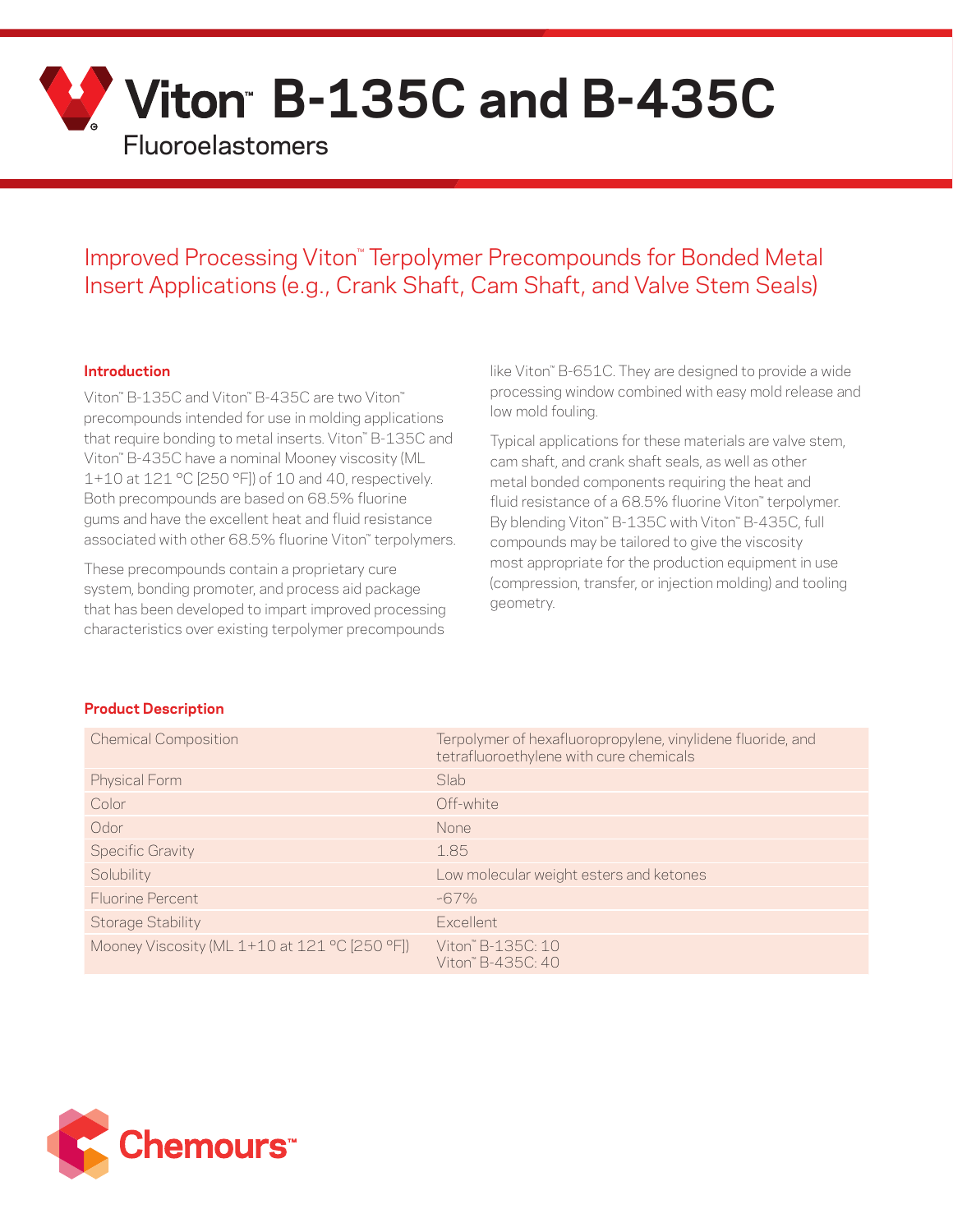# Viton™ B-135C and B-435C

Fluoroelastomers

## Improved Processing Viton™ Terpolymer Precompounds for Bonded Metal Insert Applications (e.g., Crank Shaft, Cam Shaft, and Valve Stem Seals)

### Introduction

Viton™ B-135C and Viton™ B-435C are two Viton™ precompounds intended for use in molding applications that require bonding to metal inserts. Viton™ B-135C and Viton™ B-435C have a nominal Mooney viscosity (ML 1+10 at 121 °C [250 °F]) of 10 and 40, respectively. Both precompounds are based on 68.5% fluorine gums and have the excellent heat and fluid resistance associated with other 68.5% fluorine Viton™ terpolymers.

These precompounds contain a proprietary cure system, bonding promoter, and process aid package that has been developed to impart improved processing characteristics over existing terpolymer precompounds like Viton™ B-651C. They are designed to provide a wide processing window combined with easy mold release and low mold fouling.

Typical applications for these materials are valve stem, cam shaft, and crank shaft seals, as well as other metal bonded components requiring the heat and fluid resistance of a 68.5% fluorine Viton™ terpolymer. By blending Viton™ B-135C with Viton™ B-435C, full compounds may be tailored to give the viscosity most appropriate for the production equipment in use (compression, transfer, or injection molding) and tooling geometry.

### Product Description

| Property | Description |
| --- | --- |
| Chemical Composition | Terpolymer of hexafluoropropylene, vinylidene fluoride, and tetrafluoroethylene with cure chemicals |
| Physical Form | Slab |
| Color | Off-white |
| Odor | None |
| Specific Gravity | 1.85 |
| Solubility | Low molecular weight esters and ketones |
| Fluorine Percent | ~67% |
| Storage Stability | Excellent |
| Mooney Viscosity (ML 1+10 at 121 °C [250 °F]) | Viton™ B-135C: 10<br>Viton™ B-435C: 40 |

Chemours™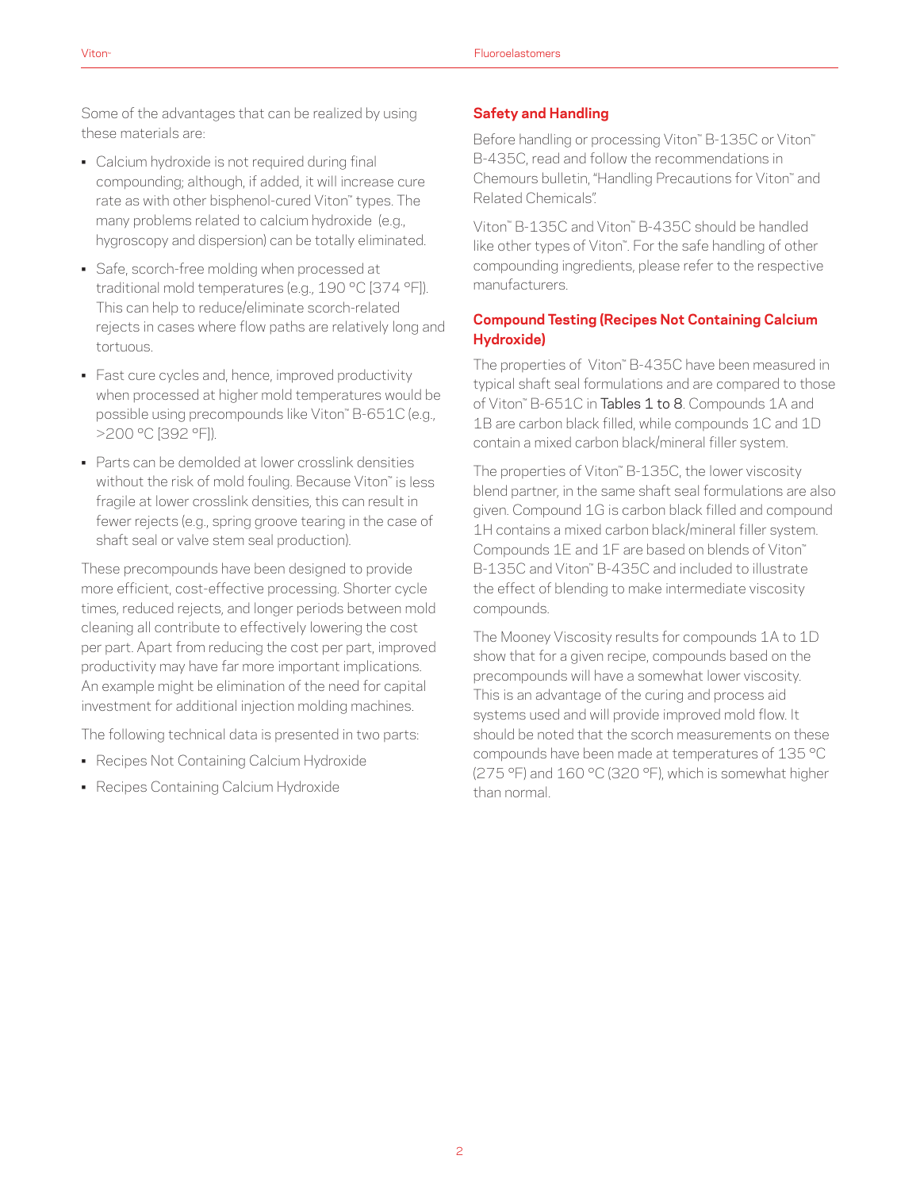Some of the advantages that can be realized by using these materials are:

- Calcium hydroxide is not required during final compounding; although, if added, it will increase cure rate as with other bisphenol-cured Viton™ types. The many problems related to calcium hydroxide (e.g., hygroscopy and dispersion) can be totally eliminated.
- Safe, scorch-free molding when processed at traditional mold temperatures (e.g., 190 °C [374 °F]). This can help to reduce/eliminate scorch-related rejects in cases where flow paths are relatively long and tortuous.
- Fast cure cycles and, hence, improved productivity when processed at higher mold temperatures would be possible using precompounds like Viton™ B-651C (e.g., >200 °C [392 °F]).
- Parts can be demolded at lower crosslink densities without the risk of mold fouling. Because Viton™ is less fragile at lower crosslink densities, this can result in fewer rejects (e.g., spring groove tearing in the case of shaft seal or valve stem seal production).

These precompounds have been designed to provide more efficient, cost-effective processing. Shorter cycle times, reduced rejects, and longer periods between mold cleaning all contribute to effectively lowering the cost per part. Apart from reducing the cost per part, improved productivity may have far more important implications. An example might be elimination of the need for capital investment for additional injection molding machines.

The following technical data is presented in two parts:

- Recipes Not Containing Calcium Hydroxide
- Recipes Containing Calcium Hydroxide

## Safety and Handling

Before handling or processing Viton™ B-135C or Viton™ B-435C, read and follow the recommendations in Chemours bulletin, "Handling Precautions for Viton™ and Related Chemicals".

Viton™ B-135C and Viton™ B-435C should be handled like other types of Viton™. For the safe handling of other compounding ingredients, please refer to the respective manufacturers.

## Compound Testing (Recipes Not Containing Calcium Hydroxide)

The properties of Viton™ B-435C have been measured in typical shaft seal formulations and are compared to those of Viton™ B-651C in Tables 1 to 8. Compounds 1A and 1B are carbon black filled, while compounds 1C and 1D contain a mixed carbon black/mineral filler system.

The properties of Viton™ B-135C, the lower viscosity blend partner, in the same shaft seal formulations are also given. Compound 1G is carbon black filled and compound 1H contains a mixed carbon black/mineral filler system. Compounds 1E and 1F are based on blends of Viton™ B-135C and Viton™ B-435C and included to illustrate the effect of blending to make intermediate viscosity compounds.

The Mooney Viscosity results for compounds 1A to 1D show that for a given recipe, compounds based on the precompounds will have a somewhat lower viscosity. This is an advantage of the curing and process aid systems used and will provide improved mold flow. It should be noted that the scorch measurements on these compounds have been made at temperatures of 135 °C (275 °F) and 160 °C (320 °F), which is somewhat higher than normal.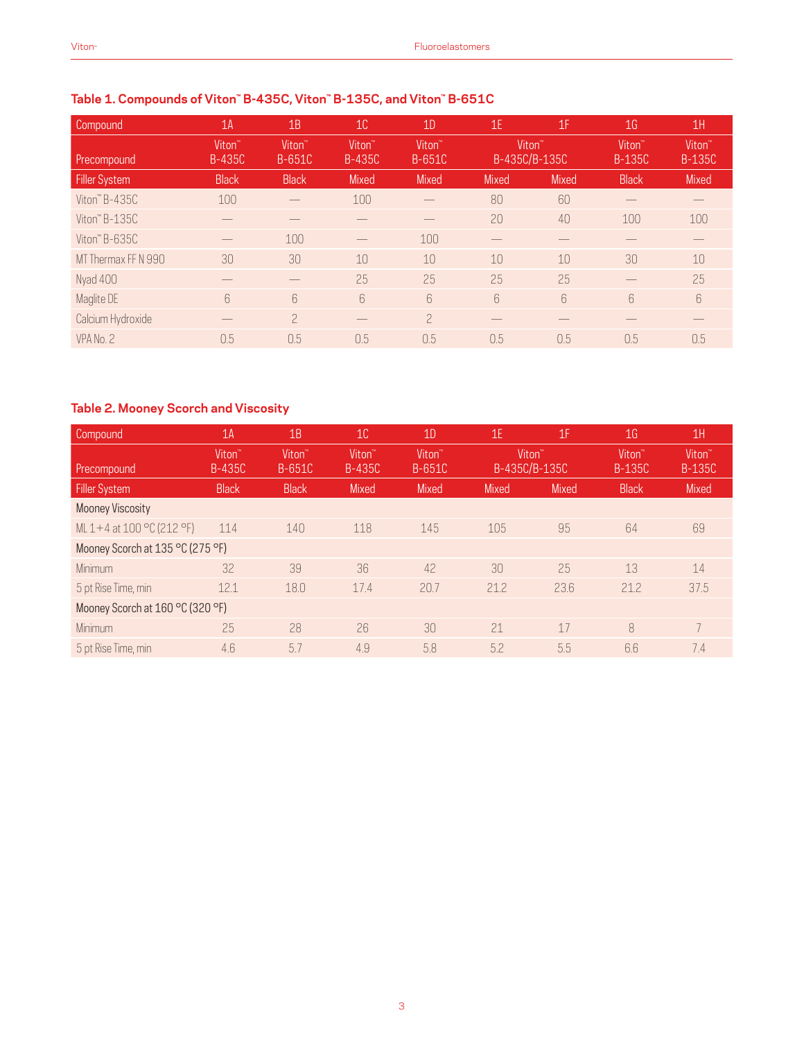### Table 1. Compounds of Viton™ B-435C, Viton™ B-135C, and Viton™ B-651C

| Compound | 1A | 1B | 1C | 1D | 1E | 1F | 1G | 1H |
|---|---|---|---|---|---|---|---|---|
| Precompound | Viton™ B-435C | Viton™ B-651C | Viton™ B-435C | Viton™ B-651C | Viton™ B-435C/B-135C | | Viton™ B-135C | Viton™ B-135C |
| Filler System | Black | Black | Mixed | Mixed | Mixed | Mixed | Black | Mixed |
| Viton™ B-435C | 100 | — | 100 | — | 80 | 60 | — | — |
| Viton™ B-135C | — | — | — | — | 20 | 40 | 100 | 100 |
| Viton™ B-635C | — | 100 | — | 100 | — | — | — | — |
| MT Thermax FF N 990 | 30 | 30 | 10 | 10 | 10 | 10 | 30 | 10 |
| Nyad 400 | — | — | 25 | 25 | 25 | 25 | — | 25 |
| Maglite DE | 6 | 6 | 6 | 6 | 6 | 6 | 6 | 6 |
| Calcium Hydroxide | — | 2 | — | 2 | — | — | — | — |
| VPA No. 2 | 0.5 | 0.5 | 0.5 | 0.5 | 0.5 | 0.5 | 0.5 | 0.5 |

### Table 2. Mooney Scorch and Viscosity

| Compound | 1A | 1B | 1C | 1D | 1E | 1F | 1G | 1H |
|---|---|---|---|---|---|---|---|---|
| Precompound | Viton™ B-435C | Viton™ B-651C | Viton™ B-435C | Viton™ B-651C | Viton™ B-435C/B-135C | | Viton™ B-135C | Viton™ B-135C |
| Filler System | Black | Black | Mixed | Mixed | Mixed | Mixed | Black | Mixed |
| Mooney Viscosity | | | | | | | | |
| ML 1+4 at 100 °C (212 °F) | 114 | 140 | 118 | 145 | 105 | 95 | 64 | 69 |
| Mooney Scorch at 135 °C (275 °F) | | | | | | | | |
| Minimum | 32 | 39 | 36 | 42 | 30 | 25 | 13 | 14 |
| 5 pt Rise Time, min | 12.1 | 18.0 | 17.4 | 20.7 | 21.2 | 23.6 | 21.2 | 37.5 |
| Mooney Scorch at 160 °C (320 °F) | | | | | | | | |
| Minimum | 25 | 28 | 26 | 30 | 21 | 17 | 8 | 7 |
| 5 pt Rise Time, min | 4.6 | 5.7 | 4.9 | 5.8 | 5.2 | 5.5 | 6.6 | 7.4 |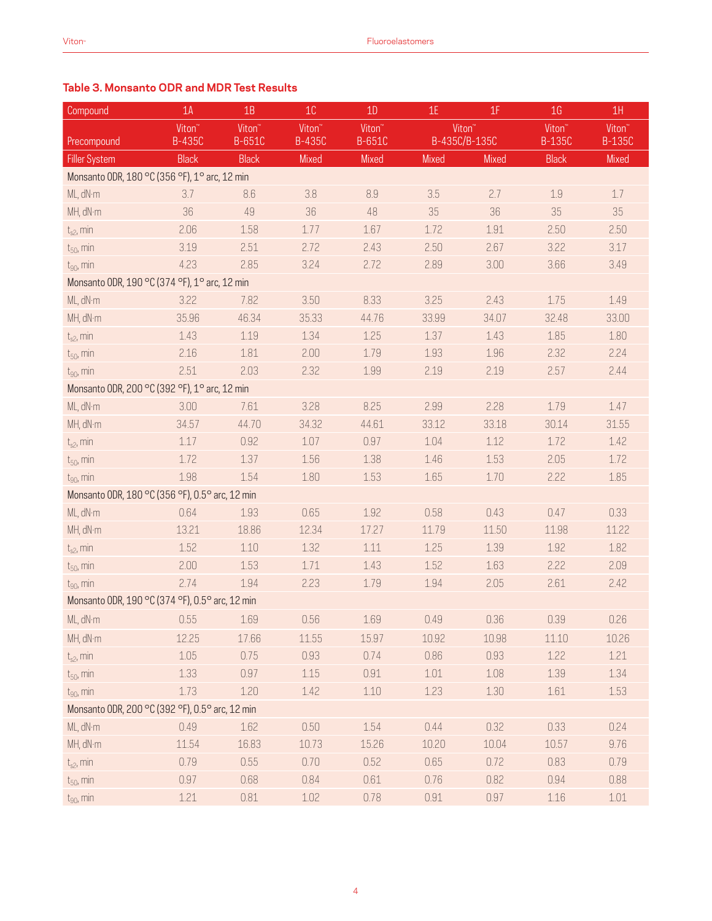### Table 3. Monsanto ODR and MDR Test Results

| Compound | 1A | 1B | 1C | 1D | 1E | 1F | 1G | 1H |
|---|---|---|---|---|---|---|---|---|
| Precompound | Viton™ B-435C | Viton™ B-651C | Viton™ B-435C | Viton™ B-651C | Viton™ B-435C/B-135C | | Viton™ B-135C | Viton™ B-135C |
| Filler System | Black | Black | Mixed | Mixed | Mixed | Mixed | Black | Mixed |
| **Monsanto ODR, 180 °C (356 °F), 1° arc, 12 min** | | | | | | | | |
| ML, dN·m | 3.7 | 8.6 | 3.8 | 8.9 | 3.5 | 2.7 | 1.9 | 1.7 |
| MH, dN·m | 36 | 49 | 36 | 48 | 35 | 36 | 35 | 35 |
| $t_{s2}$, min | 2.06 | 1.58 | 1.77 | 1.67 | 1.72 | 1.91 | 2.50 | 2.50 |
| $t_{50}$, min | 3.19 | 2.51 | 2.72 | 2.43 | 2.50 | 2.67 | 3.22 | 3.17 |
| $t_{90}$, min | 4.23 | 2.85 | 3.24 | 2.72 | 2.89 | 3.00 | 3.66 | 3.49 |
| **Monsanto ODR, 190 °C (374 °F), 1° arc, 12 min** | | | | | | | | |
| ML, dN·m | 3.22 | 7.82 | 3.50 | 8.33 | 3.25 | 2.43 | 1.75 | 1.49 |
| MH, dN·m | 35.96 | 46.34 | 35.33 | 44.76 | 33.99 | 34.07 | 32.48 | 33.00 |
| $t_{s2}$, min | 1.43 | 1.19 | 1.34 | 1.25 | 1.37 | 1.43 | 1.85 | 1.80 |
| $t_{50}$, min | 2.16 | 1.81 | 2.00 | 1.79 | 1.93 | 1.96 | 2.32 | 2.24 |
| $t_{90}$, min | 2.51 | 2.03 | 2.32 | 1.99 | 2.19 | 2.19 | 2.57 | 2.44 |
| **Monsanto ODR, 200 °C (392 °F), 1° arc, 12 min** | | | | | | | | |
| ML, dN·m | 3.00 | 7.61 | 3.28 | 8.25 | 2.99 | 2.28 | 1.79 | 1.47 |
| MH, dN·m | 34.57 | 44.70 | 34.32 | 44.61 | 33.12 | 33.18 | 30.14 | 31.55 |
| $t_{s2}$, min | 1.17 | 0.92 | 1.07 | 0.97 | 1.04 | 1.12 | 1.72 | 1.42 |
| $t_{50}$, min | 1.72 | 1.37 | 1.56 | 1.38 | 1.46 | 1.53 | 2.05 | 1.72 |
| $t_{90}$, min | 1.98 | 1.54 | 1.80 | 1.53 | 1.65 | 1.70 | 2.22 | 1.85 |
| **Monsanto ODR, 180 °C (356 °F), 0.5° arc, 12 min** | | | | | | | | |
| ML, dN·m | 0.64 | 1.93 | 0.65 | 1.92 | 0.58 | 0.43 | 0.47 | 0.33 |
| MH, dN·m | 13.21 | 18.86 | 12.34 | 17.27 | 11.79 | 11.50 | 11.98 | 11.22 |
| $t_{s2}$, min | 1.52 | 1.10 | 1.32 | 1.11 | 1.25 | 1.39 | 1.92 | 1.82 |
| $t_{50}$, min | 2.00 | 1.53 | 1.71 | 1.43 | 1.52 | 1.63 | 2.22 | 2.09 |
| $t_{90}$, min | 2.74 | 1.94 | 2.23 | 1.79 | 1.94 | 2.05 | 2.61 | 2.42 |
| **Monsanto ODR, 190 °C (374 °F), 0.5° arc, 12 min** | | | | | | | | |
| ML, dN·m | 0.55 | 1.69 | 0.56 | 1.69 | 0.49 | 0.36 | 0.39 | 0.26 |
| MH, dN·m | 12.25 | 17.66 | 11.55 | 15.97 | 10.92 | 10.98 | 11.10 | 10.26 |
| $t_{s2}$, min | 1.05 | 0.75 | 0.93 | 0.74 | 0.86 | 0.93 | 1.22 | 1.21 |
| $t_{50}$, min | 1.33 | 0.97 | 1.15 | 0.91 | 1.01 | 1.08 | 1.39 | 1.34 |
| $t_{90}$, min | 1.73 | 1.20 | 1.42 | 1.10 | 1.23 | 1.30 | 1.61 | 1.53 |
| **Monsanto ODR, 200 °C (392 °F), 0.5° arc, 12 min** | | | | | | | | |
| ML, dN·m | 0.49 | 1.62 | 0.50 | 1.54 | 0.44 | 0.32 | 0.33 | 0.24 |
| MH, dN·m | 11.54 | 16.83 | 10.73 | 15.26 | 10.20 | 10.04 | 10.57 | 9.76 |
| $t_{s2}$, min | 0.79 | 0.55 | 0.70 | 0.52 | 0.65 | 0.72 | 0.83 | 0.79 |
| $t_{50}$, min | 0.97 | 0.68 | 0.84 | 0.61 | 0.76 | 0.82 | 0.94 | 0.88 |
| $t_{90}$, min | 1.21 | 0.81 | 1.02 | 0.78 | 0.91 | 0.97 | 1.16 | 1.01 |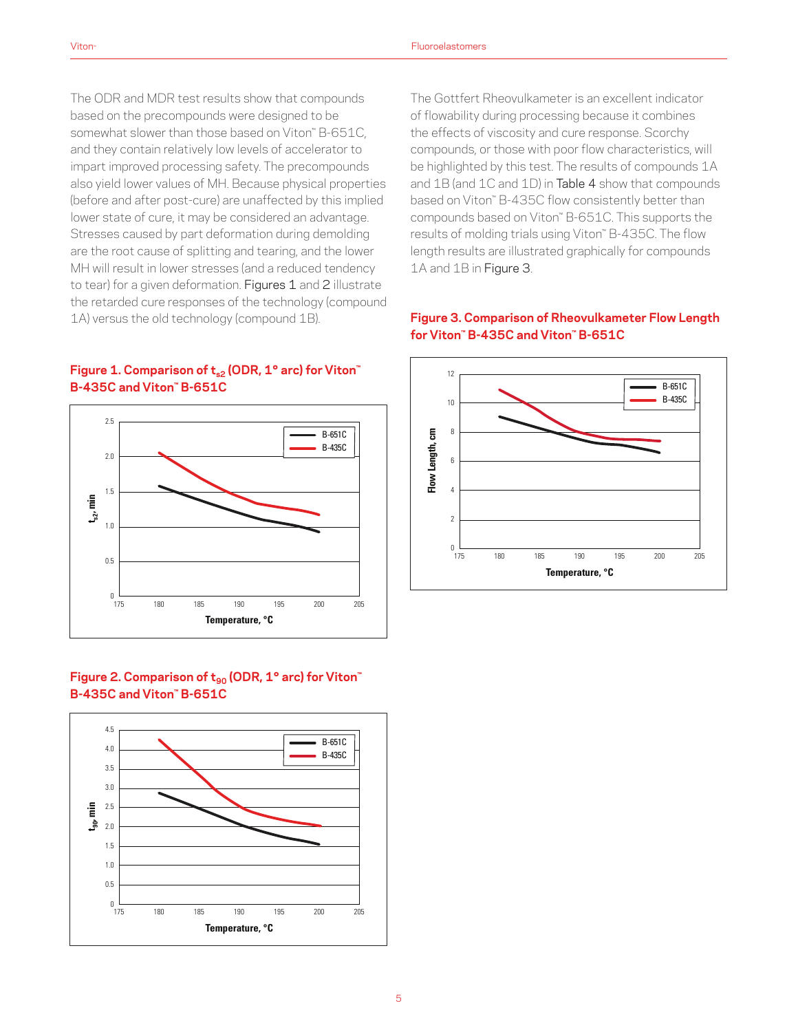The ODR and MDR test results show that compounds based on the precompounds were designed to be somewhat slower than those based on Viton™ B-651C, and they contain relatively low levels of accelerator to impart improved processing safety. The precompounds also yield lower values of MH. Because physical properties (before and after post-cure) are unaffected by this implied lower state of cure, it may be considered an advantage. Stresses caused by part deformation during demolding are the root cause of splitting and tearing, and the lower MH will result in lower stresses (and a reduced tendency to tear) for a given deformation. Figures 1 and 2 illustrate the retarded cure responses of the technology (compound 1A) versus the old technology (compound 1B).

**Figure 1. Comparison of $t_{s2}$ (ODR, 1° arc) for Viton™ B-435C and Viton™ B-651C**

**Figure 2. Comparison of $t_{90}$ (ODR, 1° arc) for Viton™ B-435C and Viton™ B-651C**

The Gottfert Rheovulkameter is an excellent indicator of flowability during processing because it combines the effects of viscosity and cure response. Scorchy compounds, or those with poor flow characteristics, will be highlighted by this test. The results of compounds 1A and 1B (and 1C and 1D) in Table 4 show that compounds based on Viton™ B-435C flow consistently better than compounds based on Viton™ B-651C. This supports the results of molding trials using Viton™ B-435C. The flow length results are illustrated graphically for compounds 1A and 1B in Figure 3.

**Figure 3. Comparison of Rheovulkameter Flow Length for Viton™ B-435C and Viton™ B-651C**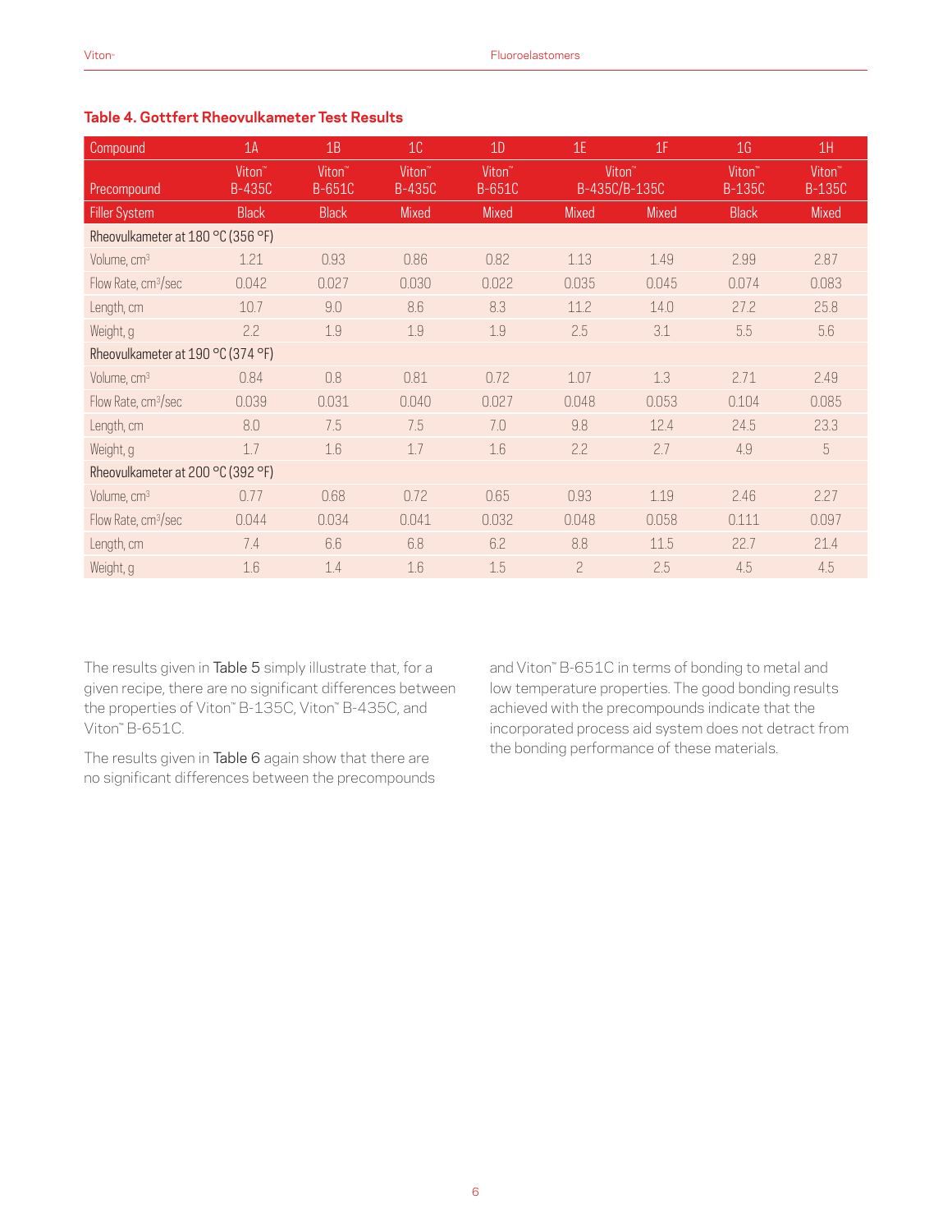**Table 4. Gottfert Rheovulkameter Test Results**

| Compound | 1A | 1B | 1C | 1D | 1E | 1F | 1G | 1H |
|---|---|---|---|---|---|---|---|---|
| Precompound | Viton™ B-435C | Viton™ B-651C | Viton™ B-435C | Viton™ B-651C | Viton™ B-435C/B-135C | | Viton™ B-135C | Viton™ B-135C |
| Filler System | Black | Black | Mixed | Mixed | Mixed | Mixed | Black | Mixed |
| Rheovulkameter at 180 °C (356 °F) | | | | | | | | |
| Volume, $cm^3$ | 1.21 | 0.93 | 0.86 | 0.82 | 1.13 | 1.49 | 2.99 | 2.87 |
| Flow Rate, $cm^3$/sec | 0.042 | 0.027 | 0.030 | 0.022 | 0.035 | 0.045 | 0.074 | 0.083 |
| Length, cm | 10.7 | 9.0 | 8.6 | 8.3 | 11.2 | 14.0 | 27.2 | 25.8 |
| Weight, g | 2.2 | 1.9 | 1.9 | 1.9 | 2.5 | 3.1 | 5.5 | 5.6 |
| Rheovulkameter at 190 °C (374 °F) | | | | | | | | |
| Volume, $cm^3$ | 0.84 | 0.8 | 0.81 | 0.72 | 1.07 | 1.3 | 2.71 | 2.49 |
| Flow Rate, $cm^3$/sec | 0.039 | 0.031 | 0.040 | 0.027 | 0.048 | 0.053 | 0.104 | 0.085 |
| Length, cm | 8.0 | 7.5 | 7.5 | 7.0 | 9.8 | 12.4 | 24.5 | 23.3 |
| Weight, g | 1.7 | 1.6 | 1.7 | 1.6 | 2.2 | 2.7 | 4.9 | 5 |
| Rheovulkameter at 200 °C (392 °F) | | | | | | | | |
| Volume, $cm^3$ | 0.77 | 0.68 | 0.72 | 0.65 | 0.93 | 1.19 | 2.46 | 2.27 |
| Flow Rate, $cm^3$/sec | 0.044 | 0.034 | 0.041 | 0.032 | 0.048 | 0.058 | 0.111 | 0.097 |
| Length, cm | 7.4 | 6.6 | 6.8 | 6.2 | 8.8 | 11.5 | 22.7 | 21.4 |
| Weight, g | 1.6 | 1.4 | 1.6 | 1.5 | 2 | 2.5 | 4.5 | 4.5 |

The results given in Table 5 simply illustrate that, for a given recipe, there are no significant differences between the properties of Viton™ B-135C, Viton™ B-435C, and Viton™ B-651C.

The results given in Table 6 again show that there are no significant differences between the precompounds and Viton™ B-651C in terms of bonding to metal and low temperature properties. The good bonding results achieved with the precompounds indicate that the incorporated process aid system does not detract from the bonding performance of these materials.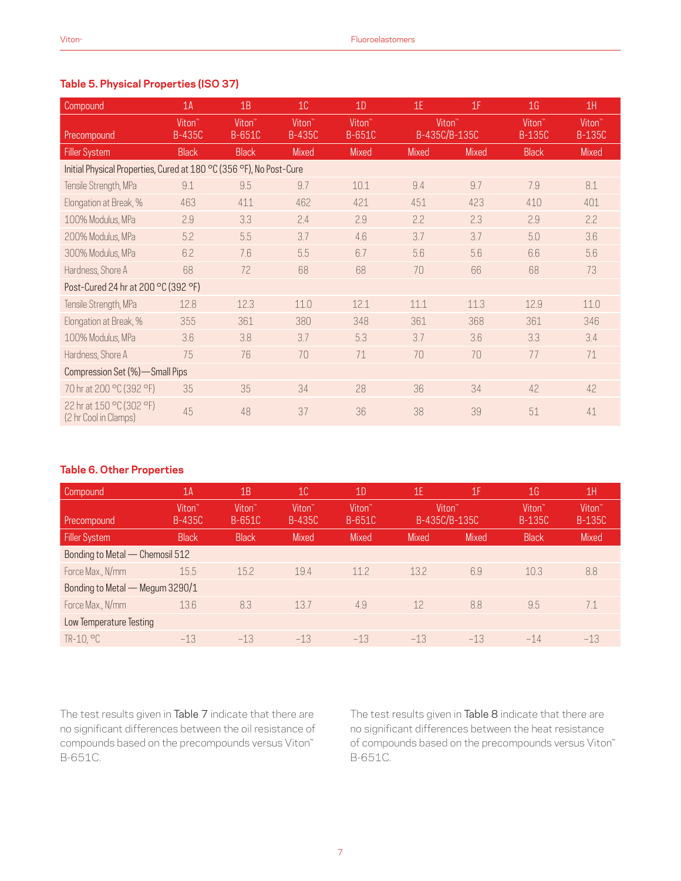### Table 5. Physical Properties (ISO 37)

| Compound | 1A | 1B | 1C | 1D | 1E | 1F | 1G | 1H |
|---|---|---|---|---|---|---|---|---|
| Precompound | Viton™ B-435C | Viton™ B-651C | Viton™ B-435C | Viton™ B-651C | Viton™ B-435C/B-135C | | Viton™ B-135C | Viton™ B-135C |
| Filler System | Black | Black | Mixed | Mixed | Mixed | Mixed | Black | Mixed |
| Initial Physical Properties, Cured at 180 °C (356 °F), No Post-Cure | | | | | | | | |
| Tensile Strength, MPa | 9.1 | 9.5 | 9.7 | 10.1 | 9.4 | 9.7 | 7.9 | 8.1 |
| Elongation at Break, % | 463 | 411 | 462 | 421 | 451 | 423 | 410 | 401 |
| 100% Modulus, MPa | 2.9 | 3.3 | 2.4 | 2.9 | 2.2 | 2.3 | 2.9 | 2.2 |
| 200% Modulus, MPa | 5.2 | 5.5 | 3.7 | 4.6 | 3.7 | 3.7 | 5.0 | 3.6 |
| 300% Modulus, MPa | 6.2 | 7.6 | 5.5 | 6.7 | 5.6 | 5.6 | 6.6 | 5.6 |
| Hardness, Shore A | 68 | 72 | 68 | 68 | 70 | 66 | 68 | 73 |
| Post-Cured 24 hr at 200 °C (392 °F) | | | | | | | | |
| Tensile Strength, MPa | 12.8 | 12.3 | 11.0 | 12.1 | 11.1 | 11.3 | 12.9 | 11.0 |
| Elongation at Break, % | 355 | 361 | 380 | 348 | 361 | 368 | 361 | 346 |
| 100% Modulus, MPa | 3.6 | 3.8 | 3.7 | 5.3 | 3.7 | 3.6 | 3.3 | 3.4 |
| Hardness, Shore A | 75 | 76 | 70 | 71 | 70 | 70 | 77 | 71 |
| Compression Set (%)—Small Pips | | | | | | | | |
| 70 hr at 200 °C (392 °F) | 35 | 35 | 34 | 28 | 36 | 34 | 42 | 42 |
| 22 hr at 150 °C (302 °F) (2 hr Cool in Clamps) | 45 | 48 | 37 | 36 | 38 | 39 | 51 | 41 |

### Table 6. Other Properties

| Compound | 1A | 1B | 1C | 1D | 1E | 1F | 1G | 1H |
|---|---|---|---|---|---|---|---|---|
| Precompound | Viton™ B-435C | Viton™ B-651C | Viton™ B-435C | Viton™ B-651C | Viton™ B-435C/B-135C | | Viton™ B-135C | Viton™ B-135C |
| Filler System | Black | Black | Mixed | Mixed | Mixed | Mixed | Black | Mixed |
| Bonding to Metal — Chemosil 512 | | | | | | | | |
| Force Max., N/mm | 15.5 | 15.2 | 19.4 | 11.2 | 13.2 | 6.9 | 10.3 | 8.8 |
| Bonding to Metal — Megum 3290/1 | | | | | | | | |
| Force Max., N/mm | 13.6 | 8.3 | 13.7 | 4.9 | 12 | 8.8 | 9.5 | 7.1 |
| Low Temperature Testing | | | | | | | | |
| TR-10, °C | −13 | −13 | −13 | −13 | −13 | −13 | −14 | −13 |

The test results given in Table 7 indicate that there are no significant differences between the oil resistance of compounds based on the precompounds versus Viton™ B-651C.

The test results given in Table 8 indicate that there are no significant differences between the heat resistance of compounds based on the precompounds versus Viton™ B-651C.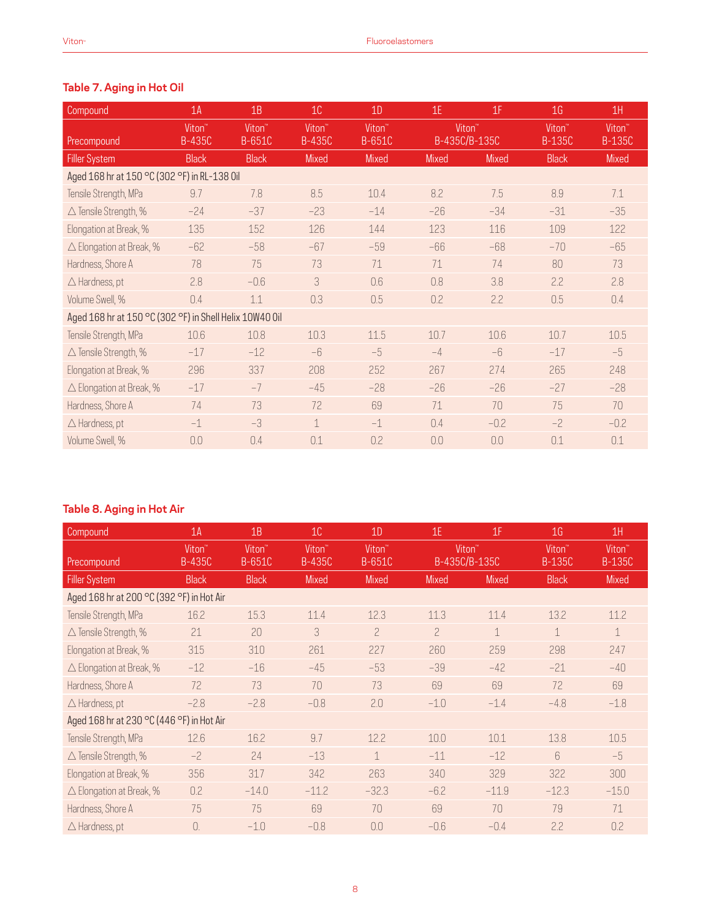### Table 7. Aging in Hot Oil

| Compound | 1A | 1B | 1C | 1D | 1E | 1F | 1G | 1H |
|---|---|---|---|---|---|---|---|---|
| Precompound | Viton™ B-435C | Viton™ B-651C | Viton™ B-435C | Viton™ B-651C | Viton™ B-435C/B-135C | | Viton™ B-135C | Viton™ B-135C |
| Filler System | Black | Black | Mixed | Mixed | Mixed | Mixed | Black | Mixed |
| **Aged 168 hr at 150 °C (302 °F) in RL-138 Oil** | | | | | | | | |
| Tensile Strength, MPa | 9.7 | 7.8 | 8.5 | 10.4 | 8.2 | 7.5 | 8.9 | 7.1 |
| ∆ Tensile Strength, % | −24 | −37 | −23 | −14 | −26 | −34 | −31 | −35 |
| Elongation at Break, % | 135 | 152 | 126 | 144 | 123 | 116 | 109 | 122 |
| ∆ Elongation at Break, % | −62 | −58 | −67 | −59 | −66 | −68 | −70 | −65 |
| Hardness, Shore A | 78 | 75 | 73 | 71 | 71 | 74 | 80 | 73 |
| ∆ Hardness, pt | 2.8 | −0.6 | 3 | 0.6 | 0.8 | 3.8 | 2.2 | 2.8 |
| Volume Swell, % | 0.4 | 1.1 | 0.3 | 0.5 | 0.2 | 2.2 | 0.5 | 0.4 |
| **Aged 168 hr at 150 °C (302 °F) in Shell Helix 10W40 Oil** | | | | | | | | |
| Tensile Strength, MPa | 10.6 | 10.8 | 10.3 | 11.5 | 10.7 | 10.6 | 10.7 | 10.5 |
| ∆ Tensile Strength, % | −17 | −12 | −6 | −5 | −4 | −6 | −17 | −5 |
| Elongation at Break, % | 296 | 337 | 208 | 252 | 267 | 274 | 265 | 248 |
| ∆ Elongation at Break, % | −17 | −7 | −45 | −28 | −26 | −26 | −27 | −28 |
| Hardness, Shore A | 74 | 73 | 72 | 69 | 71 | 70 | 75 | 70 |
| ∆ Hardness, pt | −1 | −3 | 1 | −1 | 0.4 | −0.2 | −2 | −0.2 |
| Volume Swell, % | 0.0 | 0.4 | 0.1 | 0.2 | 0.0 | 0.0 | 0.1 | 0.1 |

### Table 8. Aging in Hot Air

| Compound | 1A | 1B | 1C | 1D | 1E | 1F | 1G | 1H |
|---|---|---|---|---|---|---|---|---|
| Precompound | Viton™ B-435C | Viton™ B-651C | Viton™ B-435C | Viton™ B-651C | Viton™ B-435C/B-135C | | Viton™ B-135C | Viton™ B-135C |
| Filler System | Black | Black | Mixed | Mixed | Mixed | Mixed | Black | Mixed |
| **Aged 168 hr at 200 °C (392 °F) in Hot Air** | | | | | | | | |
| Tensile Strength, MPa | 16.2 | 15.3 | 11.4 | 12.3 | 11.3 | 11.4 | 13.2 | 11.2 |
| ∆ Tensile Strength, % | 21 | 20 | 3 | 2 | 2 | 1 | 1 | 1 |
| Elongation at Break, % | 315 | 310 | 261 | 227 | 260 | 259 | 298 | 247 |
| ∆ Elongation at Break, % | −12 | −16 | −45 | −53 | −39 | −42 | −21 | −40 |
| Hardness, Shore A | 72 | 73 | 70 | 73 | 69 | 69 | 72 | 69 |
| ∆ Hardness, pt | −2.8 | −2.8 | −0.8 | 2.0 | −1.0 | −1.4 | −4.8 | −1.8 |
| **Aged 168 hr at 230 °C (446 °F) in Hot Air** | | | | | | | | |
| Tensile Strength, MPa | 12.6 | 16.2 | 9.7 | 12.2 | 10.0 | 10.1 | 13.8 | 10.5 |
| ∆ Tensile Strength, % | −2 | 24 | −13 | 1 | −11 | −12 | 6 | −5 |
| Elongation at Break, % | 356 | 317 | 342 | 263 | 340 | 329 | 322 | 300 |
| ∆ Elongation at Break, % | 0.2 | −14.0 | −11.2 | −32.3 | −6.2 | −11.9 | −12.3 | −15.0 |
| Hardness, Shore A | 75 | 75 | 69 | 70 | 69 | 70 | 79 | 71 |
| ∆ Hardness, pt | 0. | −1.0 | −0.8 | 0.0 | −0.6 | −0.4 | 2.2 | 0.2 |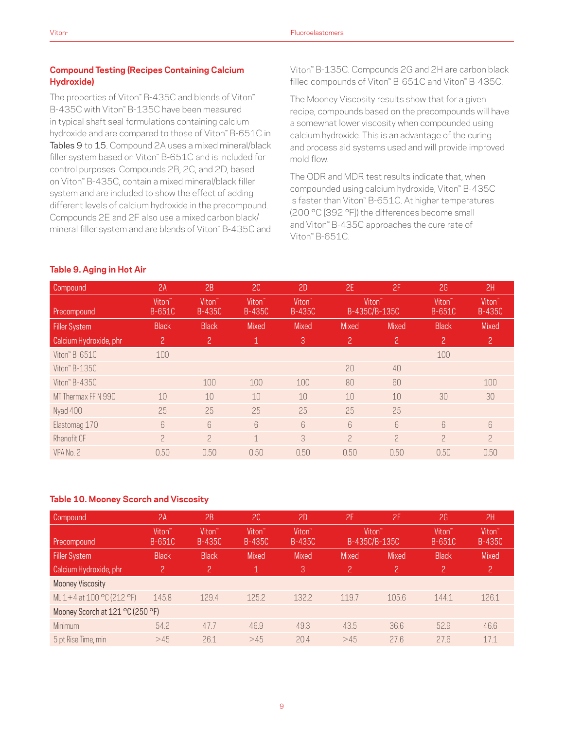### Compound Testing (Recipes Containing Calcium Hydroxide)

The properties of Viton™ B-435C and blends of Viton™ B-435C with Viton™ B-135C have been measured in typical shaft seal formulations containing calcium hydroxide and are compared to those of Viton™ B-651C in Tables 9 to 15. Compound 2A uses a mixed mineral/black filler system based on Viton™ B-651C and is included for control purposes. Compounds 2B, 2C, and 2D, based on Viton™ B-435C, contain a mixed mineral/black filler system and are included to show the effect of adding different levels of calcium hydroxide in the precompound. Compounds 2E and 2F also use a mixed carbon black/mineral filler system and are blends of Viton™ B-435C and Viton™ B-135C. Compounds 2G and 2H are carbon black filled compounds of Viton™ B-651C and Viton™ B-435C.

The Mooney Viscosity results show that for a given recipe, compounds based on the precompounds will have a somewhat lower viscosity when compounded using calcium hydroxide. This is an advantage of the curing and process aid systems used and will provide improved mold flow.

The ODR and MDR test results indicate that, when compounded using calcium hydroxide, Viton™ B-435C is faster than Viton™ B-651C. At higher temperatures (200 °C [392 °F]) the differences become small and Viton™ B-435C approaches the cure rate of Viton™ B-651C.

#### Table 9. Aging in Hot Air

| Compound | 2A | 2B | 2C | 2D | 2E | 2F | 2G | 2H |
|---|---|---|---|---|---|---|---|---|
| Precompound | Viton™ B-651C | Viton™ B-435C | Viton™ B-435C | Viton™ B-435C | Viton™ B-435C/B-135C | | Viton™ B-651C | Viton™ B-435C |
| Filler System | Black | Black | Mixed | Mixed | Mixed | Mixed | Black | Mixed |
| Calcium Hydroxide, phr | 2 | 2 | 1 | 3 | 2 | 2 | 2 | 2 |
| Viton™ B-651C | 100 | | | | | | 100 | |
| Viton™ B-135C | | | | | 20 | 40 | | |
| Viton™ B-435C | | 100 | 100 | 100 | 80 | 60 | | 100 |
| MT Thermax FF N 990 | 10 | 10 | 10 | 10 | 10 | 10 | 30 | 30 |
| Nyad 400 | 25 | 25 | 25 | 25 | 25 | 25 | | |
| Elastomag 170 | 6 | 6 | 6 | 6 | 6 | 6 | 6 | 6 |
| Rhenofit CF | 2 | 2 | 1 | 3 | 2 | 2 | 2 | 2 |
| VPA No. 2 | 0.50 | 0.50 | 0.50 | 0.50 | 0.50 | 0.50 | 0.50 | 0.50 |

#### Table 10. Mooney Scorch and Viscosity

| Compound | 2A | 2B | 2C | 2D | 2E | 2F | 2G | 2H |
|---|---|---|---|---|---|---|---|---|
| Precompound | Viton™ B-651C | Viton™ B-435C | Viton™ B-435C | Viton™ B-435C | Viton™ B-435C/B-135C | | Viton™ B-651C | Viton™ B-435C |
| Filler System | Black | Black | Mixed | Mixed | Mixed | Mixed | Black | Mixed |
| Calcium Hydroxide, phr | 2 | 2 | 1 | 3 | 2 | 2 | 2 | 2 |
| Mooney Viscosity | | | | | | | | |
| ML 1+4 at 100 °C (212 °F) | 145.8 | 129.4 | 125.2 | 132.2 | 119.7 | 105.6 | 144.1 | 126.1 |
| Mooney Scorch at 121 °C (250 °F) | | | | | | | | |
| Minimum | 54.2 | 47.7 | 46.9 | 49.3 | 43.5 | 36.6 | 52.9 | 46.6 |
| 5 pt Rise Time, min | >45 | 26.1 | >45 | 20.4 | >45 | 27.6 | 27.6 | 17.1 |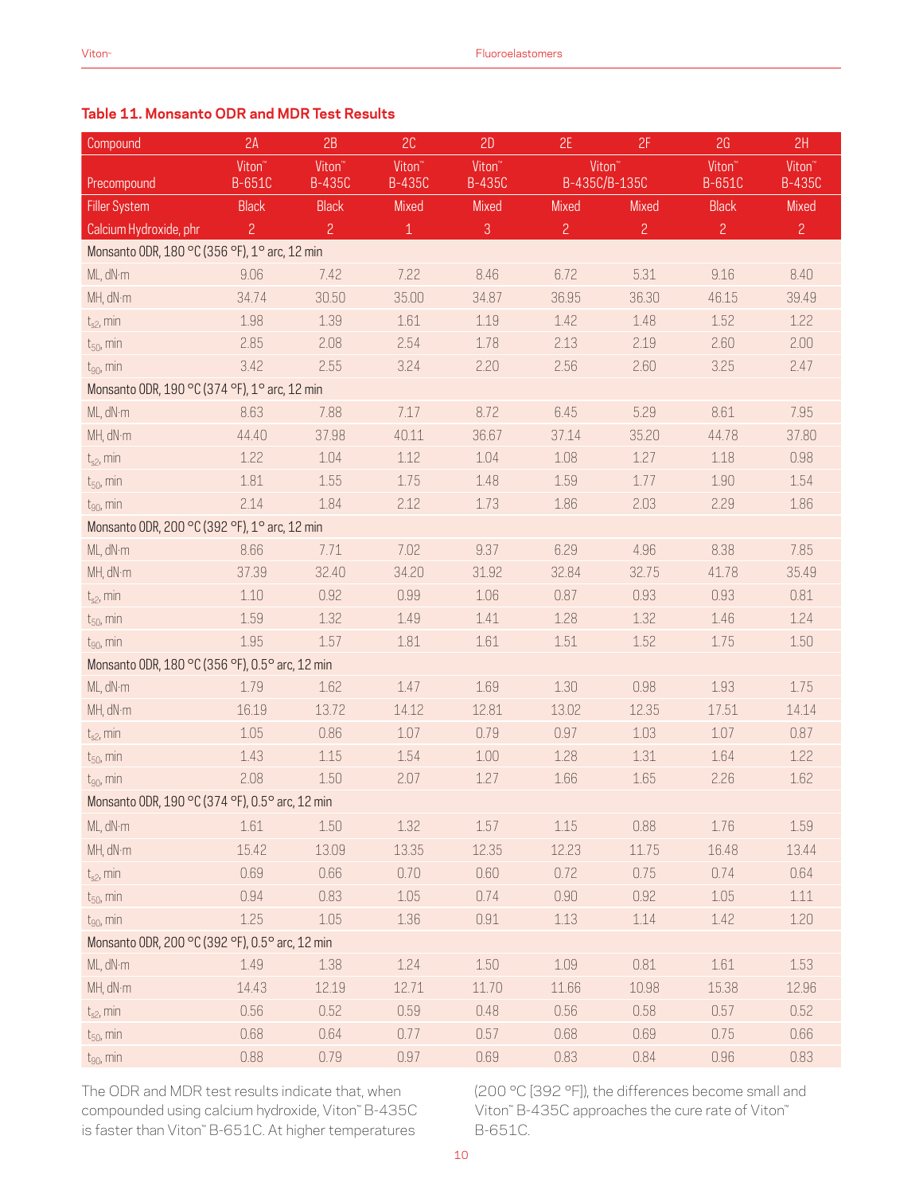### Table 11. Monsanto ODR and MDR Test Results

| Compound | 2A | 2B | 2C | 2D | 2E | 2F | 2G | 2H |
|---|---|---|---|---|---|---|---|---|
| Precompound | Viton™ B-651C | Viton™ B-435C | Viton™ B-435C | Viton™ B-435C | Viton™ B-435C/B-135C | | Viton™ B-651C | Viton™ B-435C |
| Filler System | Black | Black | Mixed | Mixed | Mixed | Mixed | Black | Mixed |
| Calcium Hydroxide, phr | 2 | 2 | 1 | 3 | 2 | 2 | 2 | 2 |
| **Monsanto ODR, 180 °C (356 °F), 1° arc, 12 min** | | | | | | | | |
| ML, dN·m | 9.06 | 7.42 | 7.22 | 8.46 | 6.72 | 5.31 | 9.16 | 8.40 |
| MH, dN·m | 34.74 | 30.50 | 35.00 | 34.87 | 36.95 | 36.30 | 46.15 | 39.49 |
| $t_{s2}$, min | 1.98 | 1.39 | 1.61 | 1.19 | 1.42 | 1.48 | 1.52 | 1.22 |
| $t_{50}$, min | 2.85 | 2.08 | 2.54 | 1.78 | 2.13 | 2.19 | 2.60 | 2.00 |
| $t_{90}$, min | 3.42 | 2.55 | 3.24 | 2.20 | 2.56 | 2.60 | 3.25 | 2.47 |
| **Monsanto ODR, 190 °C (374 °F), 1° arc, 12 min** | | | | | | | | |
| ML, dN·m | 8.63 | 7.88 | 7.17 | 8.72 | 6.45 | 5.29 | 8.61 | 7.95 |
| MH, dN·m | 44.40 | 37.98 | 40.11 | 36.67 | 37.14 | 35.20 | 44.78 | 37.80 |
| $t_{s2}$, min | 1.22 | 1.04 | 1.12 | 1.04 | 1.08 | 1.27 | 1.18 | 0.98 |
| $t_{50}$, min | 1.81 | 1.55 | 1.75 | 1.48 | 1.59 | 1.77 | 1.90 | 1.54 |
| $t_{90}$, min | 2.14 | 1.84 | 2.12 | 1.73 | 1.86 | 2.03 | 2.29 | 1.86 |
| **Monsanto ODR, 200 °C (392 °F), 1° arc, 12 min** | | | | | | | | |
| ML, dN·m | 8.66 | 7.71 | 7.02 | 9.37 | 6.29 | 4.96 | 8.38 | 7.85 |
| MH, dN·m | 37.39 | 32.40 | 34.20 | 31.92 | 32.84 | 32.75 | 41.78 | 35.49 |
| $t_{s2}$, min | 1.10 | 0.92 | 0.99 | 1.06 | 0.87 | 0.93 | 0.93 | 0.81 |
| $t_{50}$, min | 1.59 | 1.32 | 1.49 | 1.41 | 1.28 | 1.32 | 1.46 | 1.24 |
| $t_{90}$, min | 1.95 | 1.57 | 1.81 | 1.61 | 1.51 | 1.52 | 1.75 | 1.50 |
| **Monsanto ODR, 180 °C (356 °F), 0.5° arc, 12 min** | | | | | | | | |
| ML, dN·m | 1.79 | 1.62 | 1.47 | 1.69 | 1.30 | 0.98 | 1.93 | 1.75 |
| MH, dN·m | 16.19 | 13.72 | 14.12 | 12.81 | 13.02 | 12.35 | 17.51 | 14.14 |
| $t_{s2}$, min | 1.05 | 0.86 | 1.07 | 0.79 | 0.97 | 1.03 | 1.07 | 0.87 |
| $t_{50}$, min | 1.43 | 1.15 | 1.54 | 1.00 | 1.28 | 1.31 | 1.64 | 1.22 |
| $t_{90}$, min | 2.08 | 1.50 | 2.07 | 1.27 | 1.66 | 1.65 | 2.26 | 1.62 |
| **Monsanto ODR, 190 °C (374 °F), 0.5° arc, 12 min** | | | | | | | | |
| ML, dN·m | 1.61 | 1.50 | 1.32 | 1.57 | 1.15 | 0.88 | 1.76 | 1.59 |
| MH, dN·m | 15.42 | 13.09 | 13.35 | 12.35 | 12.23 | 11.75 | 16.48 | 13.44 |
| $t_{s2}$, min | 0.69 | 0.66 | 0.70 | 0.60 | 0.72 | 0.75 | 0.74 | 0.64 |
| $t_{50}$, min | 0.94 | 0.83 | 1.05 | 0.74 | 0.90 | 0.92 | 1.05 | 1.11 |
| $t_{90}$, min | 1.25 | 1.05 | 1.36 | 0.91 | 1.13 | 1.14 | 1.42 | 1.20 |
| **Monsanto ODR, 200 °C (392 °F), 0.5° arc, 12 min** | | | | | | | | |
| ML, dN·m | 1.49 | 1.38 | 1.24 | 1.50 | 1.09 | 0.81 | 1.61 | 1.53 |
| MH, dN·m | 14.43 | 12.19 | 12.71 | 11.70 | 11.66 | 10.98 | 15.38 | 12.96 |
| $t_{s2}$, min | 0.56 | 0.52 | 0.59 | 0.48 | 0.56 | 0.58 | 0.57 | 0.52 |
| $t_{50}$, min | 0.68 | 0.64 | 0.77 | 0.57 | 0.68 | 0.69 | 0.75 | 0.66 |
| $t_{90}$, min | 0.88 | 0.79 | 0.97 | 0.69 | 0.83 | 0.84 | 0.96 | 0.83 |

The ODR and MDR test results indicate that, when compounded using calcium hydroxide, Viton™ B-435C is faster than Viton™ B-651C. At higher temperatures (200 °C [392 °F]), the differences become small and Viton™ B-435C approaches the cure rate of Viton™ B-651C.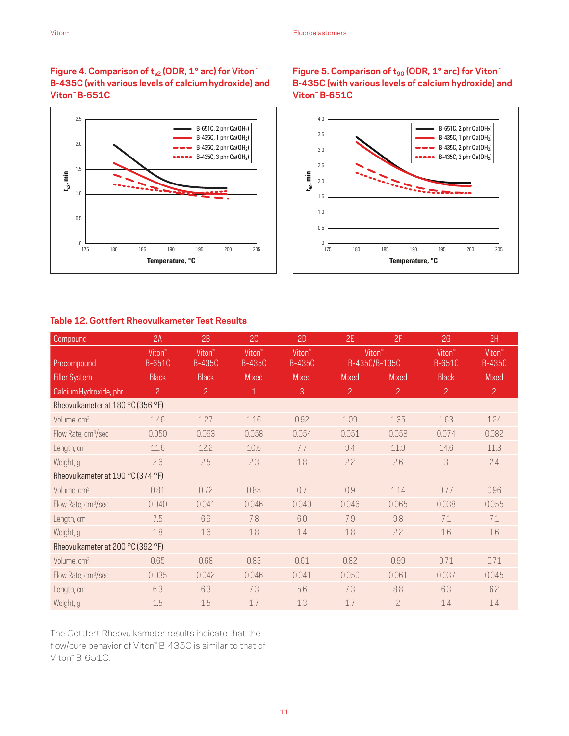### Figure 4. Comparison of $t_{s2}$ (ODR, 1° arc) for Viton™ B-435C (with various levels of calcium hydroxide) and Viton™ B-651C

### Figure 5. Comparison of $t_{90}$ (ODR, 1° arc) for Viton™ B-435C (with various levels of calcium hydroxide) and Viton™ B-651C

### Table 12. Gottfert Rheovulkameter Test Results

| Compound | 2A | 2B | 2C | 2D | 2E | 2F | 2G | 2H |
|---|---|---|---|---|---|---|---|---|
| Precompound | Viton™ B-651C | Viton™ B-435C | Viton™ B-435C | Viton™ B-435C | Viton™ B-435C/B-135C | | Viton™ B-651C | Viton™ B-435C |
| Filler System | Black | Black | Mixed | Mixed | Mixed | Mixed | Black | Mixed |
| Calcium Hydroxide, phr | 2 | 2 | 1 | 3 | 2 | 2 | 2 | 2 |
| **Rheovulkameter at 180 °C (356 °F)** | | | | | | | | |
| Volume, $cm^3$ | 1.46 | 1.27 | 1.16 | 0.92 | 1.09 | 1.35 | 1.63 | 1.24 |
| Flow Rate, $cm^3$/sec | 0.050 | 0.063 | 0.058 | 0.054 | 0.051 | 0.058 | 0.074 | 0.082 |
| Length, cm | 11.6 | 12.2 | 10.6 | 7.7 | 9.4 | 11.9 | 14.6 | 11.3 |
| Weight, g | 2.6 | 2.5 | 2.3 | 1.8 | 2.2 | 2.6 | 3 | 2.4 |
| **Rheovulkameter at 190 °C (374 °F)** | | | | | | | | |
| Volume, $cm^3$ | 0.81 | 0.72 | 0.88 | 0.7 | 0.9 | 1.14 | 0.77 | 0.96 |
| Flow Rate, $cm^3$/sec | 0.040 | 0.041 | 0.046 | 0.040 | 0.046 | 0.065 | 0.038 | 0.055 |
| Length, cm | 7.5 | 6.9 | 7.8 | 6.0 | 7.9 | 9.8 | 7.1 | 7.1 |
| Weight, g | 1.8 | 1.6 | 1.8 | 1.4 | 1.8 | 2.2 | 1.6 | 1.6 |
| **Rheovulkameter at 200 °C (392 °F)** | | | | | | | | |
| Volume, $cm^3$ | 0.65 | 0.68 | 0.83 | 0.61 | 0.82 | 0.99 | 0.71 | 0.71 |
| Flow Rate, $cm^3$/sec | 0.035 | 0.042 | 0.046 | 0.041 | 0.050 | 0.061 | 0.037 | 0.045 |
| Length, cm | 6.3 | 6.3 | 7.3 | 5.6 | 7.3 | 8.8 | 6.3 | 6.2 |
| Weight, g | 1.5 | 1.5 | 1.7 | 1.3 | 1.7 | 2 | 1.4 | 1.4 |

The Gottfert Rheovulkameter results indicate that the flow/cure behavior of Viton™ B-435C is similar to that of Viton™ B-651C.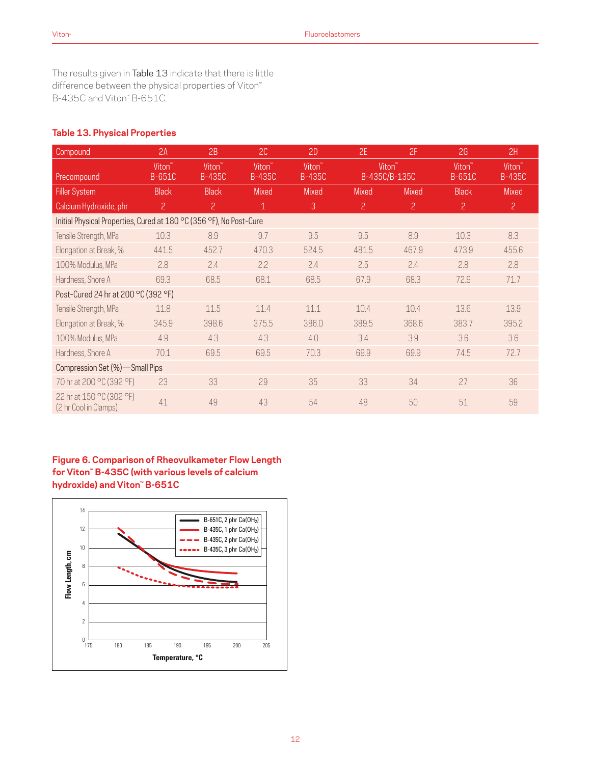The results given in Table 13 indicate that there is little difference between the physical properties of Viton™ B-435C and Viton™ B-651C.

### Table 13. Physical Properties

| Compound | 2A | 2B | 2C | 2D | 2E | 2F | 2G | 2H |
|---|---|---|---|---|---|---|---|---|
| Precompound | Viton™ B-651C | Viton™ B-435C | Viton™ B-435C | Viton™ B-435C | Viton™ B-435C/B-135C | | Viton™ B-651C | Viton™ B-435C |
| Filler System | Black | Black | Mixed | Mixed | Mixed | Mixed | Black | Mixed |
| Calcium Hydroxide, phr | 2 | 2 | 1 | 3 | 2 | 2 | 2 | 2 |
| Initial Physical Properties, Cured at 180 °C (356 °F), No Post-Cure | | | | | | | | |
| Tensile Strength, MPa | 10.3 | 8.9 | 9.7 | 9.5 | 9.5 | 8.9 | 10.3 | 8.3 |
| Elongation at Break, % | 441.5 | 452.7 | 470.3 | 524.5 | 481.5 | 467.9 | 473.9 | 455.6 |
| 100% Modulus, MPa | 2.8 | 2.4 | 2.2 | 2.4 | 2.5 | 2.4 | 2.8 | 2.8 |
| Hardness, Shore A | 69.3 | 68.5 | 68.1 | 68.5 | 67.9 | 68.3 | 72.9 | 71.7 |
| Post-Cured 24 hr at 200 °C (392 °F) | | | | | | | | |
| Tensile Strength, MPa | 11.8 | 11.5 | 11.4 | 11.1 | 10.4 | 10.4 | 13.6 | 13.9 |
| Elongation at Break, % | 345.9 | 398.6 | 375.5 | 386.0 | 389.5 | 368.6 | 383.7 | 395.2 |
| 100% Modulus, MPa | 4.9 | 4.3 | 4.3 | 4.0 | 3.4 | 3.9 | 3.6 | 3.6 |
| Hardness, Shore A | 70.1 | 69.5 | 69.5 | 70.3 | 69.9 | 69.9 | 74.5 | 72.7 |
| Compression Set (%)—Small Pips | | | | | | | | |
| 70 hr at 200 °C (392 °F) | 23 | 33 | 29 | 35 | 33 | 34 | 27 | 36 |
| 22 hr at 150 °C (302 °F) (2 hr Cool in Clamps) | 41 | 49 | 43 | 54 | 48 | 50 | 51 | 59 |

**Figure 6. Comparison of Rheovulkameter Flow Length for Viton™ B-435C (with various levels of calcium hydroxide) and Viton™ B-651C**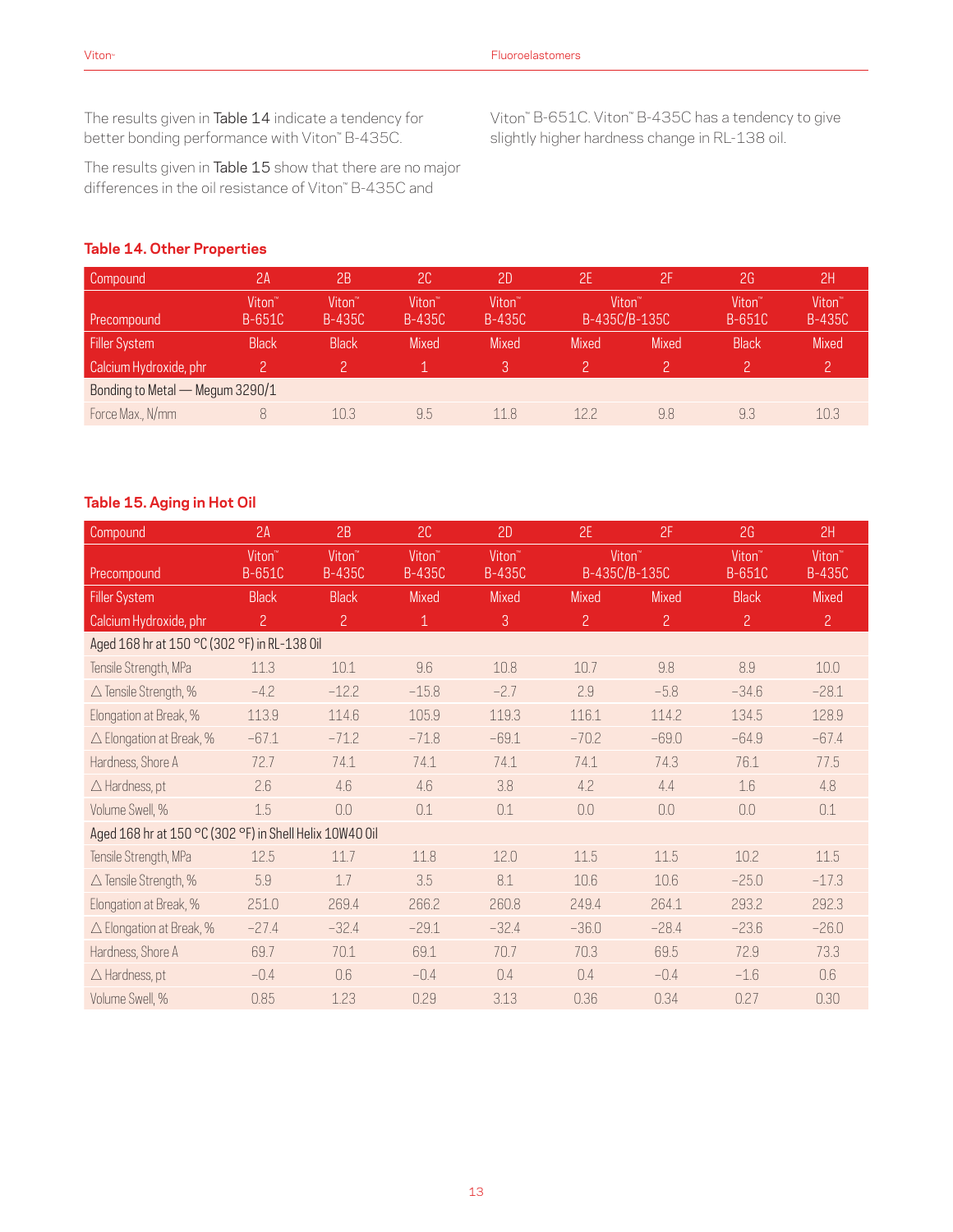The results given in Table 14 indicate a tendency for better bonding performance with Viton™ B-435C.

The results given in Table 15 show that there are no major differences in the oil resistance of Viton™ B-435C and Viton™ B-651C. Viton™ B-435C has a tendency to give slightly higher hardness change in RL-138 oil.

### Table 14. Other Properties

| Compound | 2A | 2B | 2C | 2D | 2E | 2F | 2G | 2H |
|---|---|---|---|---|---|---|---|---|
| Precompound | Viton™ B-651C | Viton™ B-435C | Viton™ B-435C | Viton™ B-435C | Viton™ B-435C/B-135C | | Viton™ B-651C | Viton™ B-435C |
| Filler System | Black | Black | Mixed | Mixed | Mixed | Mixed | Black | Mixed |
| Calcium Hydroxide, phr | 2 | 2 | 1 | 3 | 2 | 2 | 2 | 2 |
| Bonding to Metal — Megum 3290/1 | | | | | | | | |
| Force Max., N/mm | 8 | 10.3 | 9.5 | 11.8 | 12.2 | 9.8 | 9.3 | 10.3 |

### Table 15. Aging in Hot Oil

| Compound | 2A | 2B | 2C | 2D | 2E | 2F | 2G | 2H |
|---|---|---|---|---|---|---|---|---|
| Precompound | Viton™ B-651C | Viton™ B-435C | Viton™ B-435C | Viton™ B-435C | Viton™ B-435C/B-135C | | Viton™ B-651C | Viton™ B-435C |
| Filler System | Black | Black | Mixed | Mixed | Mixed | Mixed | Black | Mixed |
| Calcium Hydroxide, phr | 2 | 2 | 1 | 3 | 2 | 2 | 2 | 2 |
| Aged 168 hr at 150 °C (302 °F) in RL-138 Oil | | | | | | | | |
| Tensile Strength, MPa | 11.3 | 10.1 | 9.6 | 10.8 | 10.7 | 9.8 | 8.9 | 10.0 |
| Δ Tensile Strength, % | −4.2 | −12.2 | −15.8 | −2.7 | 2.9 | −5.8 | −34.6 | −28.1 |
| Elongation at Break, % | 113.9 | 114.6 | 105.9 | 119.3 | 116.1 | 114.2 | 134.5 | 128.9 |
| Δ Elongation at Break, % | −67.1 | −71.2 | −71.8 | −69.1 | −70.2 | −69.0 | −64.9 | −67.4 |
| Hardness, Shore A | 72.7 | 74.1 | 74.1 | 74.1 | 74.1 | 74.3 | 76.1 | 77.5 |
| Δ Hardness, pt | 2.6 | 4.6 | 4.6 | 3.8 | 4.2 | 4.4 | 1.6 | 4.8 |
| Volume Swell, % | 1.5 | 0.0 | 0.1 | 0.1 | 0.0 | 0.0 | 0.0 | 0.1 |
| Aged 168 hr at 150 °C (302 °F) in Shell Helix 10W40 Oil | | | | | | | | |
| Tensile Strength, MPa | 12.5 | 11.7 | 11.8 | 12.0 | 11.5 | 11.5 | 10.2 | 11.5 |
| Δ Tensile Strength, % | 5.9 | 1.7 | 3.5 | 8.1 | 10.6 | 10.6 | −25.0 | −17.3 |
| Elongation at Break, % | 251.0 | 269.4 | 266.2 | 260.8 | 249.4 | 264.1 | 293.2 | 292.3 |
| Δ Elongation at Break, % | −27.4 | −32.4 | −29.1 | −32.4 | −36.0 | −28.4 | −23.6 | −26.0 |
| Hardness, Shore A | 69.7 | 70.1 | 69.1 | 70.7 | 70.3 | 69.5 | 72.9 | 73.3 |
| Δ Hardness, pt | −0.4 | 0.6 | −0.4 | 0.4 | 0.4 | −0.4 | −1.6 | 0.6 |
| Volume Swell, % | 0.85 | 1.23 | 0.29 | 3.13 | 0.36 | 0.34 | 0.27 | 0.30 |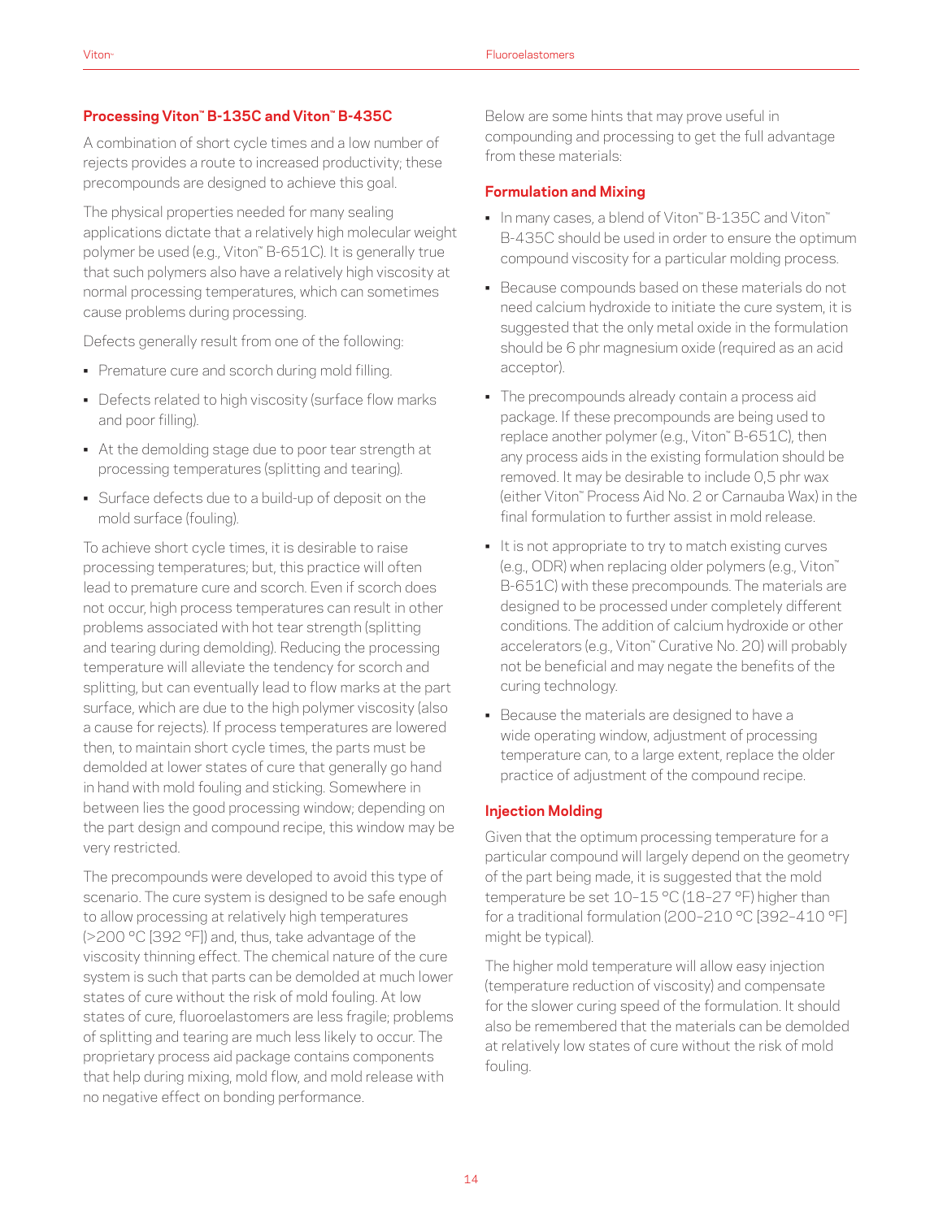## Processing Viton™ B-135C and Viton™ B-435C

A combination of short cycle times and a low number of rejects provides a route to increased productivity; these precompounds are designed to achieve this goal.

The physical properties needed for many sealing applications dictate that a relatively high molecular weight polymer be used (e.g., Viton™ B-651C). It is generally true that such polymers also have a relatively high viscosity at normal processing temperatures, which can sometimes cause problems during processing.

Defects generally result from one of the following:

- Premature cure and scorch during mold filling.
- Defects related to high viscosity (surface flow marks and poor filling).
- At the demolding stage due to poor tear strength at processing temperatures (splitting and tearing).
- Surface defects due to a build-up of deposit on the mold surface (fouling).

To achieve short cycle times, it is desirable to raise processing temperatures; but, this practice will often lead to premature cure and scorch. Even if scorch does not occur, high process temperatures can result in other problems associated with hot tear strength (splitting and tearing during demolding). Reducing the processing temperature will alleviate the tendency for scorch and splitting, but can eventually lead to flow marks at the part surface, which are due to the high polymer viscosity (also a cause for rejects). If process temperatures are lowered then, to maintain short cycle times, the parts must be demolded at lower states of cure that generally go hand in hand with mold fouling and sticking. Somewhere in between lies the good processing window; depending on the part design and compound recipe, this window may be very restricted.

The precompounds were developed to avoid this type of scenario. The cure system is designed to be safe enough to allow processing at relatively high temperatures (>200 °C [392 °F]) and, thus, take advantage of the viscosity thinning effect. The chemical nature of the cure system is such that parts can be demolded at much lower states of cure without the risk of mold fouling. At low states of cure, fluoroelastomers are less fragile; problems of splitting and tearing are much less likely to occur. The proprietary process aid package contains components that help during mixing, mold flow, and mold release with no negative effect on bonding performance.

Below are some hints that may prove useful in compounding and processing to get the full advantage from these materials:

### Formulation and Mixing

- In many cases, a blend of Viton™ B-135C and Viton™ B-435C should be used in order to ensure the optimum compound viscosity for a particular molding process.
- Because compounds based on these materials do not need calcium hydroxide to initiate the cure system, it is suggested that the only metal oxide in the formulation should be 6 phr magnesium oxide (required as an acid acceptor).
- The precompounds already contain a process aid package. If these precompounds are being used to replace another polymer (e.g., Viton™ B-651C), then any process aids in the existing formulation should be removed. It may be desirable to include 0,5 phr wax (either Viton™ Process Aid No. 2 or Carnauba Wax) in the final formulation to further assist in mold release.
- It is not appropriate to try to match existing curves (e.g., ODR) when replacing older polymers (e.g., Viton™ B-651C) with these precompounds. The materials are designed to be processed under completely different conditions. The addition of calcium hydroxide or other accelerators (e.g., Viton™ Curative No. 20) will probably not be beneficial and may negate the benefits of the curing technology.
- Because the materials are designed to have a wide operating window, adjustment of processing temperature can, to a large extent, replace the older practice of adjustment of the compound recipe.

### Injection Molding

Given that the optimum processing temperature for a particular compound will largely depend on the geometry of the part being made, it is suggested that the mold temperature be set 10–15 °C (18–27 °F) higher than for a traditional formulation (200–210 °C [392–410 °F] might be typical).

The higher mold temperature will allow easy injection (temperature reduction of viscosity) and compensate for the slower curing speed of the formulation. It should also be remembered that the materials can be demolded at relatively low states of cure without the risk of mold fouling.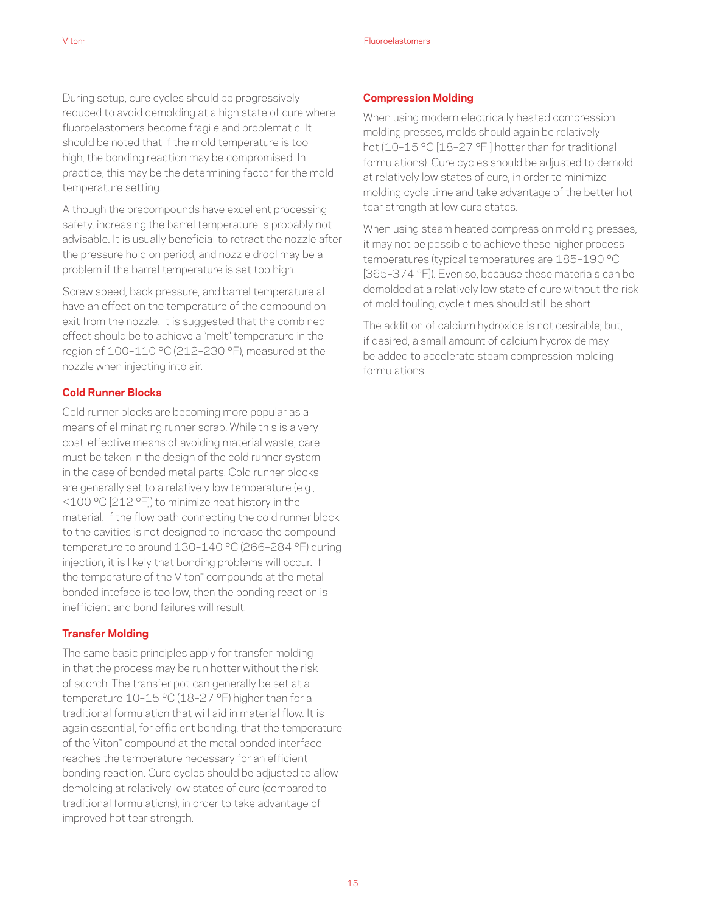During setup, cure cycles should be progressively reduced to avoid demolding at a high state of cure where fluoroelastomers become fragile and problematic. It should be noted that if the mold temperature is too high, the bonding reaction may be compromised. In practice, this may be the determining factor for the mold temperature setting.

Although the precompounds have excellent processing safety, increasing the barrel temperature is probably not advisable. It is usually beneficial to retract the nozzle after the pressure hold on period, and nozzle drool may be a problem if the barrel temperature is set too high.

Screw speed, back pressure, and barrel temperature all have an effect on the temperature of the compound on exit from the nozzle. It is suggested that the combined effect should be to achieve a "melt" temperature in the region of 100–110 °C (212–230 °F), measured at the nozzle when injecting into air.

### Cold Runner Blocks

Cold runner blocks are becoming more popular as a means of eliminating runner scrap. While this is a very cost-effective means of avoiding material waste, care must be taken in the design of the cold runner system in the case of bonded metal parts. Cold runner blocks are generally set to a relatively low temperature (e.g., <100 °C [212 °F]) to minimize heat history in the material. If the flow path connecting the cold runner block to the cavities is not designed to increase the compound temperature to around 130–140 °C (266–284 °F) during injection, it is likely that bonding problems will occur. If the temperature of the Viton™ compounds at the metal bonded inteface is too low, then the bonding reaction is inefficient and bond failures will result.

### Transfer Molding

The same basic principles apply for transfer molding in that the process may be run hotter without the risk of scorch. The transfer pot can generally be set at a temperature 10–15 °C (18–27 °F) higher than for a traditional formulation that will aid in material flow. It is again essential, for efficient bonding, that the temperature of the Viton™ compound at the metal bonded interface reaches the temperature necessary for an efficient bonding reaction. Cure cycles should be adjusted to allow demolding at relatively low states of cure (compared to traditional formulations), in order to take advantage of improved hot tear strength.

### Compression Molding

When using modern electrically heated compression molding presses, molds should again be relatively hot (10–15 °C [18–27 °F ] hotter than for traditional formulations). Cure cycles should be adjusted to demold at relatively low states of cure, in order to minimize molding cycle time and take advantage of the better hot tear strength at low cure states.

When using steam heated compression molding presses, it may not be possible to achieve these higher process temperatures (typical temperatures are 185–190 °C [365–374 °F]). Even so, because these materials can be demolded at a relatively low state of cure without the risk of mold fouling, cycle times should still be short.

The addition of calcium hydroxide is not desirable; but, if desired, a small amount of calcium hydroxide may be added to accelerate steam compression molding formulations.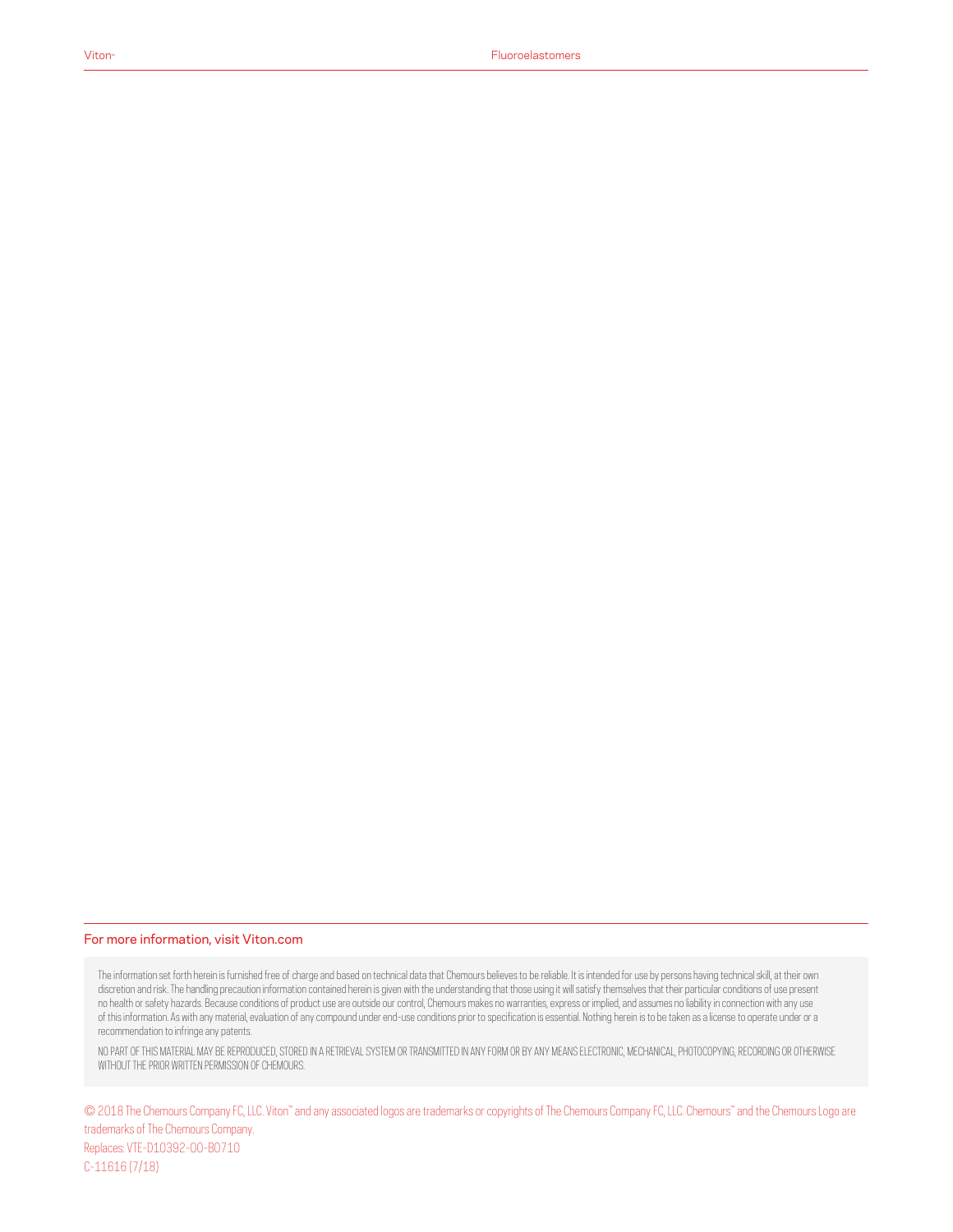For more information, visit Viton.com

The information set forth herein is furnished free of charge and based on technical data that Chemours believes to be reliable. It is intended for use by persons having technical skill, at their own discretion and risk. The handling precaution information contained herein is given with the understanding that those using it will satisfy themselves that their particular conditions of use present no health or safety hazards. Because conditions of product use are outside our control, Chemours makes no warranties, express or implied, and assumes no liability in connection with any use of this information. As with any material, evaluation of any compound under end-use conditions prior to specification is essential. Nothing herein is to be taken as a license to operate under or a recommendation to infringe any patents.

NO PART OF THIS MATERIAL MAY BE REPRODUCED, STORED IN A RETRIEVAL SYSTEM OR TRANSMITTED IN ANY FORM OR BY ANY MEANS ELECTRONIC, MECHANICAL, PHOTOCOPYING, RECORDING OR OTHERWISE WITHOUT THE PRIOR WRITTEN PERMISSION OF CHEMOURS.

© 2018 The Chemours Company FC, LLC. Viton™ and any associated logos are trademarks or copyrights of The Chemours Company FC, LLC. Chemours™ and the Chemours Logo are trademarks of The Chemours Company.

Replaces: VTE-D10392-00-B0710

C-11616 (7/18)